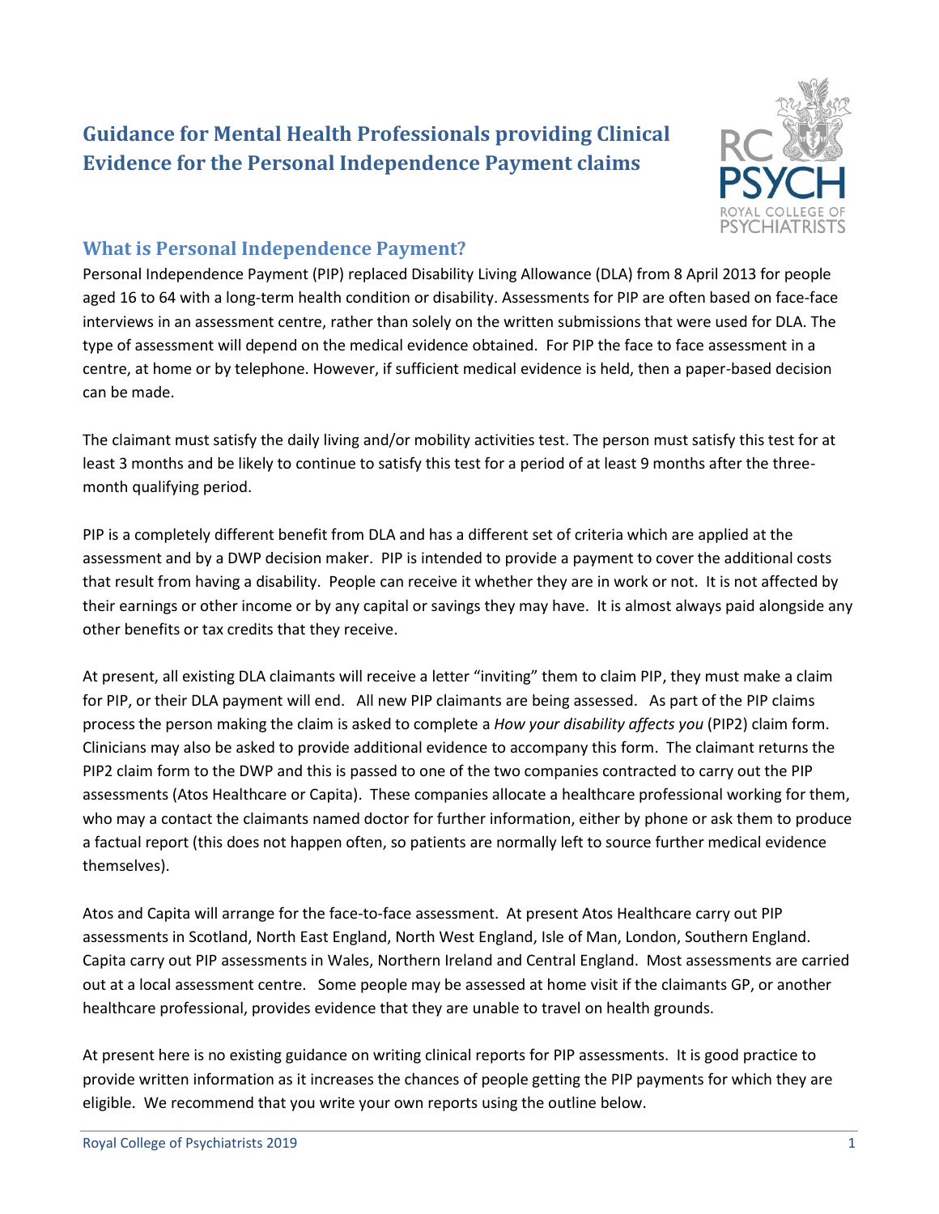# Guidance for Mental Health Professionals providing Clinical Evidence for the Personal Independence Payment claims

## What is Personal Independence Payment?

Personal Independence Payment (PIP) replaced Disability Living Allowance (DLA) from 8 April 2013 for people aged 16 to 64 with a long-term health condition or disability. Assessments for PIP are often based on face-face interviews in an assessment centre, rather than solely on the written submissions that were used for DLA. The type of assessment will depend on the medical evidence obtained. For PIP the face to face assessment in a centre, at home or by telephone. However, if sufficient medical evidence is held, then a paper-based decision can be made.

The claimant must satisfy the daily living and/or mobility activities test. The person must satisfy this test for at least 3 months and be likely to continue to satisfy this test for a period of at least 9 months after the three-month qualifying period.

PIP is a completely different benefit from DLA and has a different set of criteria which are applied at the assessment and by a DWP decision maker. PIP is intended to provide a payment to cover the additional costs that result from having a disability. People can receive it whether they are in work or not. It is not affected by their earnings or other income or by any capital or savings they may have. It is almost always paid alongside any other benefits or tax credits that they receive.

At present, all existing DLA claimants will receive a letter "inviting" them to claim PIP, they must make a claim for PIP, or their DLA payment will end. All new PIP claimants are being assessed. As part of the PIP claims process the person making the claim is asked to complete a *How your disability affects you* (PIP2) claim form. Clinicians may also be asked to provide additional evidence to accompany this form. The claimant returns the PIP2 claim form to the DWP and this is passed to one of the two companies contracted to carry out the PIP assessments (Atos Healthcare or Capita). These companies allocate a healthcare professional working for them, who may a contact the claimants named doctor for further information, either by phone or ask them to produce a factual report (this does not happen often, so patients are normally left to source further medical evidence themselves).

Atos and Capita will arrange for the face-to-face assessment. At present Atos Healthcare carry out PIP assessments in Scotland, North East England, North West England, Isle of Man, London, Southern England. Capita carry out PIP assessments in Wales, Northern Ireland and Central England. Most assessments are carried out at a local assessment centre. Some people may be assessed at home visit if the claimants GP, or another healthcare professional, provides evidence that they are unable to travel on health grounds.

At present here is no existing guidance on writing clinical reports for PIP assessments. It is good practice to provide written information as it increases the chances of people getting the PIP payments for which they are eligible. We recommend that you write your own reports using the outline below.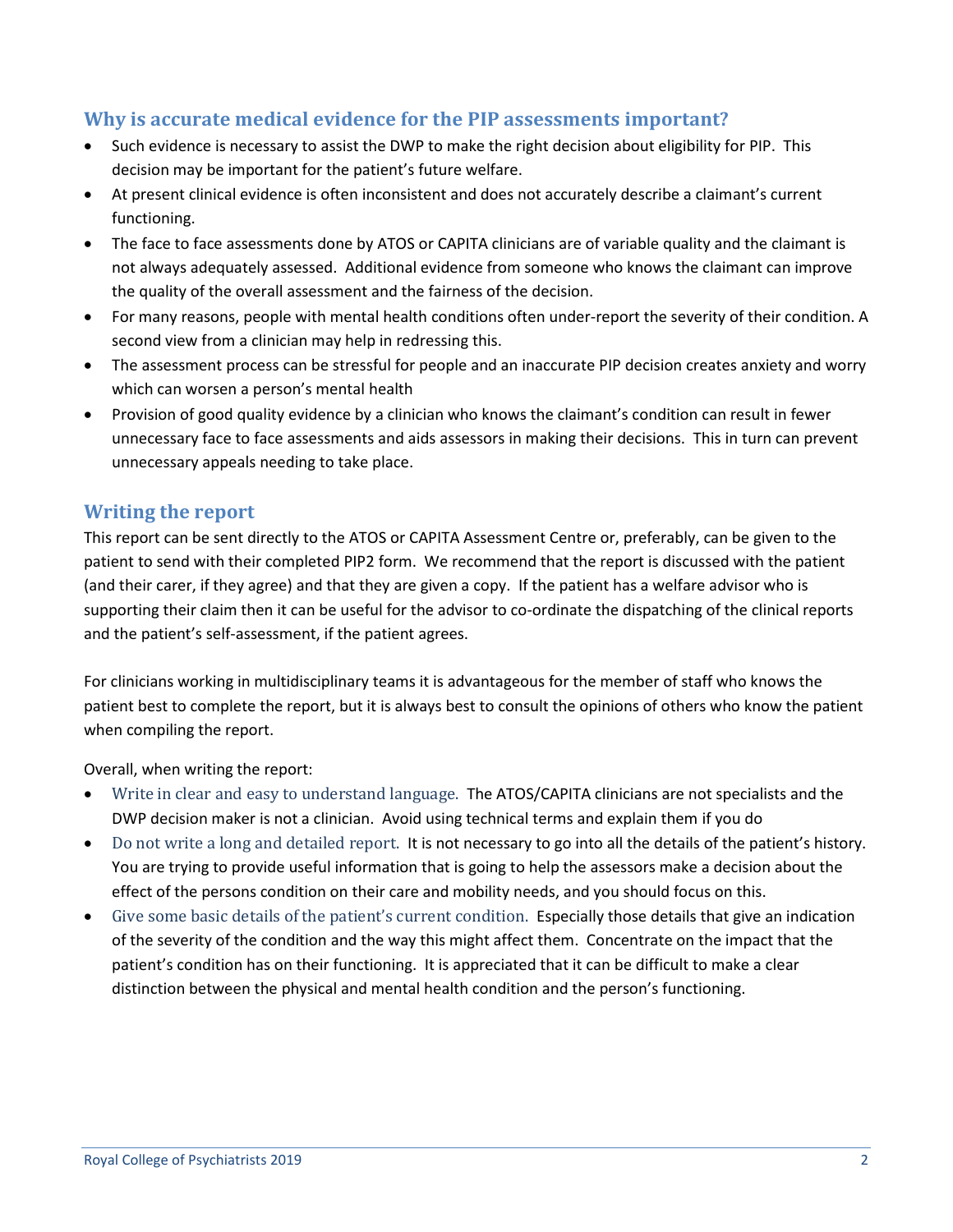## Why is accurate medical evidence for the PIP assessments important?

- Such evidence is necessary to assist the DWP to make the right decision about eligibility for PIP. This decision may be important for the patient's future welfare.
- At present clinical evidence is often inconsistent and does not accurately describe a claimant's current functioning.
- The face to face assessments done by ATOS or CAPITA clinicians are of variable quality and the claimant is not always adequately assessed. Additional evidence from someone who knows the claimant can improve the quality of the overall assessment and the fairness of the decision.
- For many reasons, people with mental health conditions often under-report the severity of their condition. A second view from a clinician may help in redressing this.
- The assessment process can be stressful for people and an inaccurate PIP decision creates anxiety and worry which can worsen a person's mental health
- Provision of good quality evidence by a clinician who knows the claimant's condition can result in fewer unnecessary face to face assessments and aids assessors in making their decisions. This in turn can prevent unnecessary appeals needing to take place.

## Writing the report

This report can be sent directly to the ATOS or CAPITA Assessment Centre or, preferably, can be given to the patient to send with their completed PIP2 form. We recommend that the report is discussed with the patient (and their carer, if they agree) and that they are given a copy. If the patient has a welfare advisor who is supporting their claim then it can be useful for the advisor to co-ordinate the dispatching of the clinical reports and the patient's self-assessment, if the patient agrees.

For clinicians working in multidisciplinary teams it is advantageous for the member of staff who knows the patient best to complete the report, but it is always best to consult the opinions of others who know the patient when compiling the report.

Overall, when writing the report:

- Write in clear and easy to understand language. The ATOS/CAPITA clinicians are not specialists and the DWP decision maker is not a clinician. Avoid using technical terms and explain them if you do
- Do not write a long and detailed report. It is not necessary to go into all the details of the patient's history. You are trying to provide useful information that is going to help the assessors make a decision about the effect of the persons condition on their care and mobility needs, and you should focus on this.
- Give some basic details of the patient's current condition. Especially those details that give an indication of the severity of the condition and the way this might affect them. Concentrate on the impact that the patient's condition has on their functioning. It is appreciated that it can be difficult to make a clear distinction between the physical and mental health condition and the person's functioning.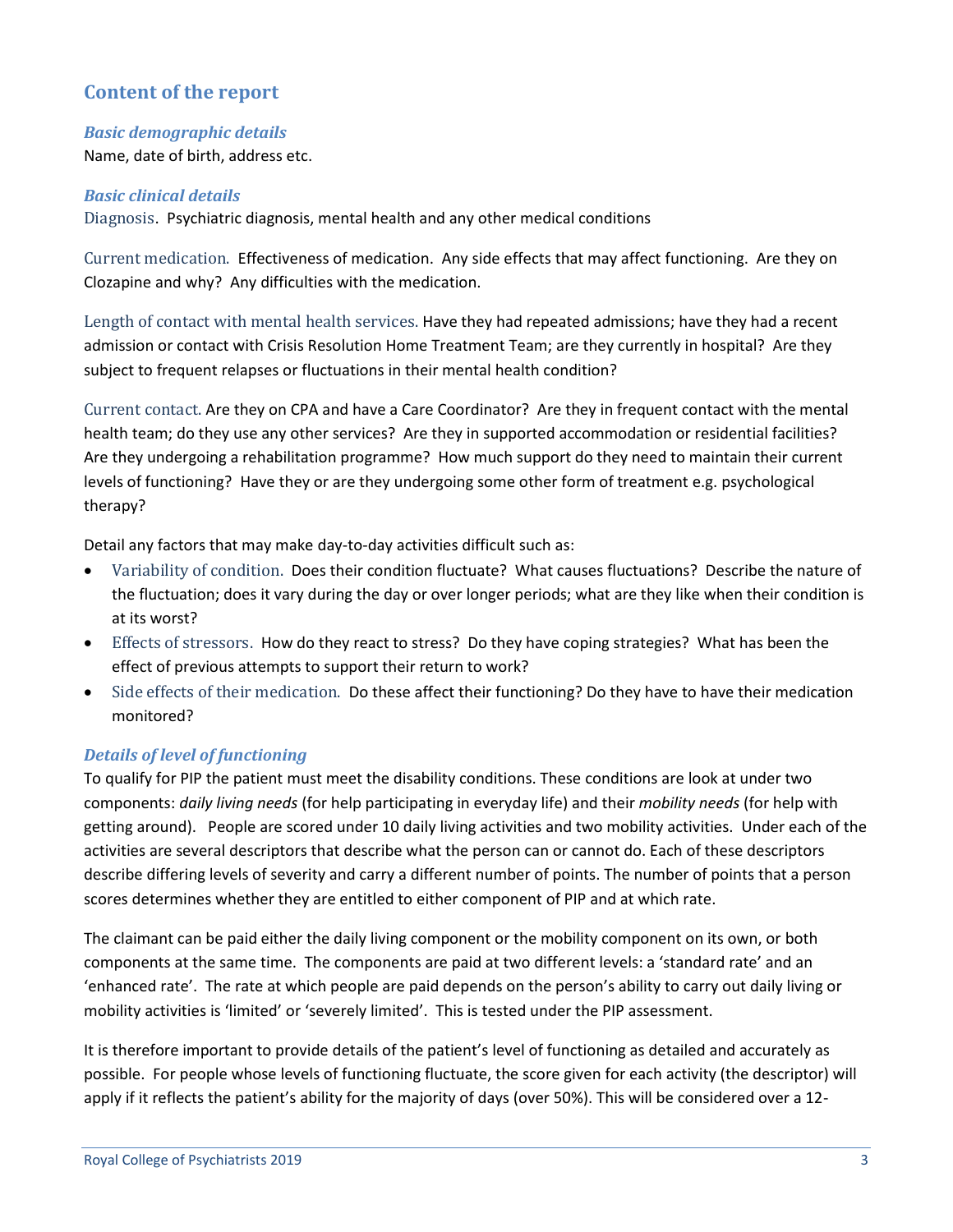## Content of the report

### *Basic demographic details*

Name, date of birth, address etc.

### *Basic clinical details*

Diagnosis. Psychiatric diagnosis, mental health and any other medical conditions

Current medication. Effectiveness of medication. Any side effects that may affect functioning. Are they on Clozapine and why? Any difficulties with the medication.

Length of contact with mental health services. Have they had repeated admissions; have they had a recent admission or contact with Crisis Resolution Home Treatment Team; are they currently in hospital? Are they subject to frequent relapses or fluctuations in their mental health condition?

Current contact. Are they on CPA and have a Care Coordinator? Are they in frequent contact with the mental health team; do they use any other services? Are they in supported accommodation or residential facilities? Are they undergoing a rehabilitation programme? How much support do they need to maintain their current levels of functioning? Have they or are they undergoing some other form of treatment e.g. psychological therapy?

Detail any factors that may make day-to-day activities difficult such as:

- Variability of condition. Does their condition fluctuate? What causes fluctuations? Describe the nature of the fluctuation; does it vary during the day or over longer periods; what are they like when their condition is at its worst?
- Effects of stressors. How do they react to stress? Do they have coping strategies? What has been the effect of previous attempts to support their return to work?
- Side effects of their medication. Do these affect their functioning? Do they have to have their medication monitored?

### *Details of level of functioning*

To qualify for PIP the patient must meet the disability conditions. These conditions are look at under two components: *daily living needs* (for help participating in everyday life) and their *mobility needs* (for help with getting around). People are scored under 10 daily living activities and two mobility activities. Under each of the activities are several descriptors that describe what the person can or cannot do. Each of these descriptors describe differing levels of severity and carry a different number of points. The number of points that a person scores determines whether they are entitled to either component of PIP and at which rate.

The claimant can be paid either the daily living component or the mobility component on its own, or both components at the same time. The components are paid at two different levels: a 'standard rate' and an 'enhanced rate'. The rate at which people are paid depends on the person's ability to carry out daily living or mobility activities is 'limited' or 'severely limited'. This is tested under the PIP assessment.

It is therefore important to provide details of the patient's level of functioning as detailed and accurately as possible. For people whose levels of functioning fluctuate, the score given for each activity (the descriptor) will apply if it reflects the patient's ability for the majority of days (over 50%). This will be considered over a 12-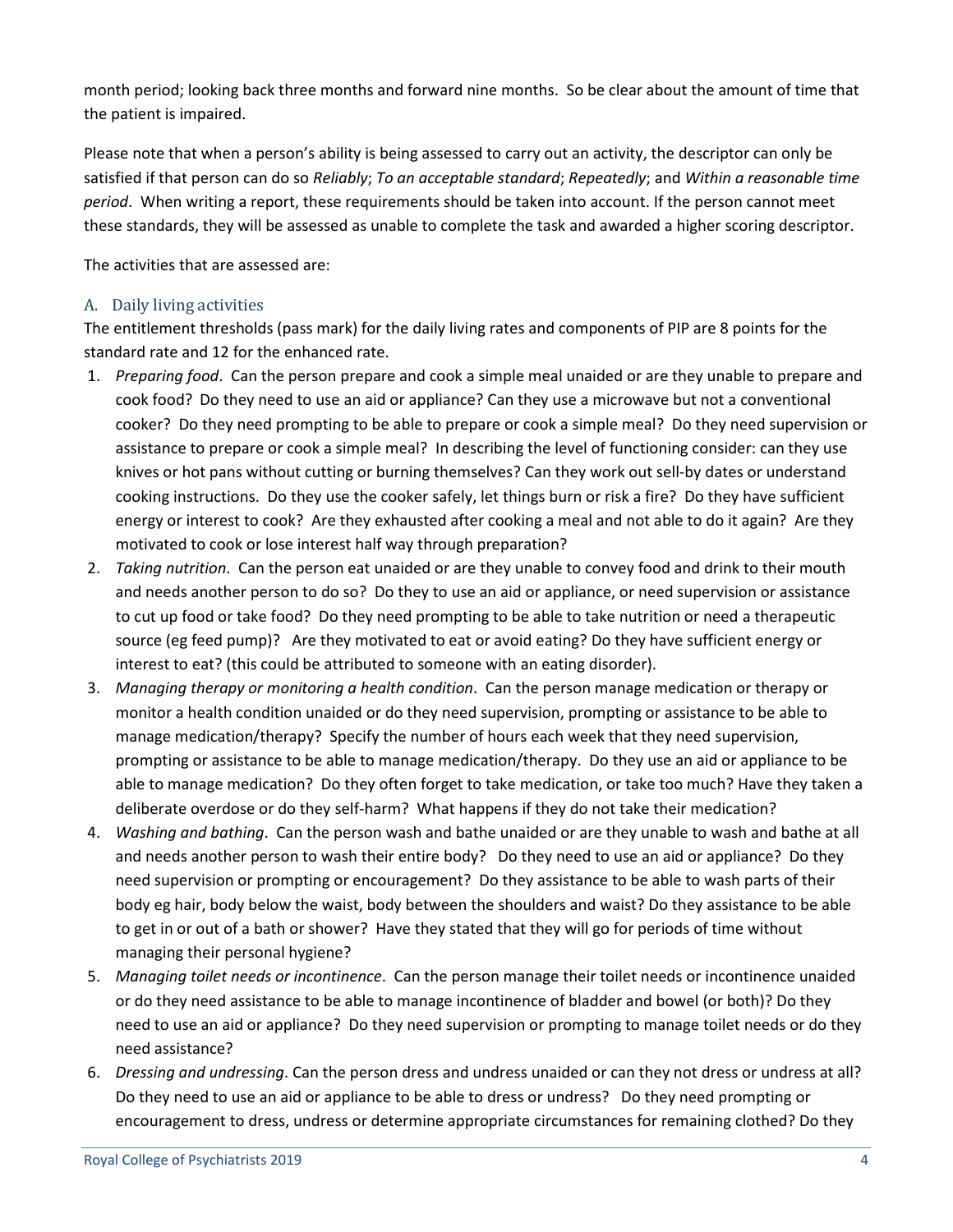month period; looking back three months and forward nine months. So be clear about the amount of time that the patient is impaired.

Please note that when a person's ability is being assessed to carry out an activity, the descriptor can only be satisfied if that person can do so *Reliably*; *To an acceptable standard*; *Repeatedly*; and *Within a reasonable time period*. When writing a report, these requirements should be taken into account. If the person cannot meet these standards, they will be assessed as unable to complete the task and awarded a higher scoring descriptor.

The activities that are assessed are:

## A. Daily living activities

The entitlement thresholds (pass mark) for the daily living rates and components of PIP are 8 points for the standard rate and 12 for the enhanced rate.

1. *Preparing food*. Can the person prepare and cook a simple meal unaided or are they unable to prepare and cook food? Do they need to use an aid or appliance? Can they use a microwave but not a conventional cooker? Do they need prompting to be able to prepare or cook a simple meal? Do they need supervision or assistance to prepare or cook a simple meal? In describing the level of functioning consider: can they use knives or hot pans without cutting or burning themselves? Can they work out sell-by dates or understand cooking instructions. Do they use the cooker safely, let things burn or risk a fire? Do they have sufficient energy or interest to cook? Are they exhausted after cooking a meal and not able to do it again? Are they motivated to cook or lose interest half way through preparation?
2. *Taking nutrition*. Can the person eat unaided or are they unable to convey food and drink to their mouth and needs another person to do so? Do they to use an aid or appliance, or need supervision or assistance to cut up food or take food? Do they need prompting to be able to take nutrition or need a therapeutic source (eg feed pump)? Are they motivated to eat or avoid eating? Do they have sufficient energy or interest to eat? (this could be attributed to someone with an eating disorder).
3. *Managing therapy or monitoring a health condition*. Can the person manage medication or therapy or monitor a health condition unaided or do they need supervision, prompting or assistance to be able to manage medication/therapy? Specify the number of hours each week that they need supervision, prompting or assistance to be able to manage medication/therapy. Do they use an aid or appliance to be able to manage medication? Do they often forget to take medication, or take too much? Have they taken a deliberate overdose or do they self-harm? What happens if they do not take their medication?
4. *Washing and bathing*. Can the person wash and bathe unaided or are they unable to wash and bathe at all and needs another person to wash their entire body? Do they need to use an aid or appliance? Do they need supervision or prompting or encouragement? Do they assistance to be able to wash parts of their body eg hair, body below the waist, body between the shoulders and waist? Do they assistance to be able to get in or out of a bath or shower? Have they stated that they will go for periods of time without managing their personal hygiene?
5. *Managing toilet needs or incontinence*. Can the person manage their toilet needs or incontinence unaided or do they need assistance to be able to manage incontinence of bladder and bowel (or both)? Do they need to use an aid or appliance? Do they need supervision or prompting to manage toilet needs or do they need assistance?
6. *Dressing and undressing*. Can the person dress and undress unaided or can they not dress or undress at all? Do they need to use an aid or appliance to be able to dress or undress? Do they need prompting or encouragement to dress, undress or determine appropriate circumstances for remaining clothed? Do they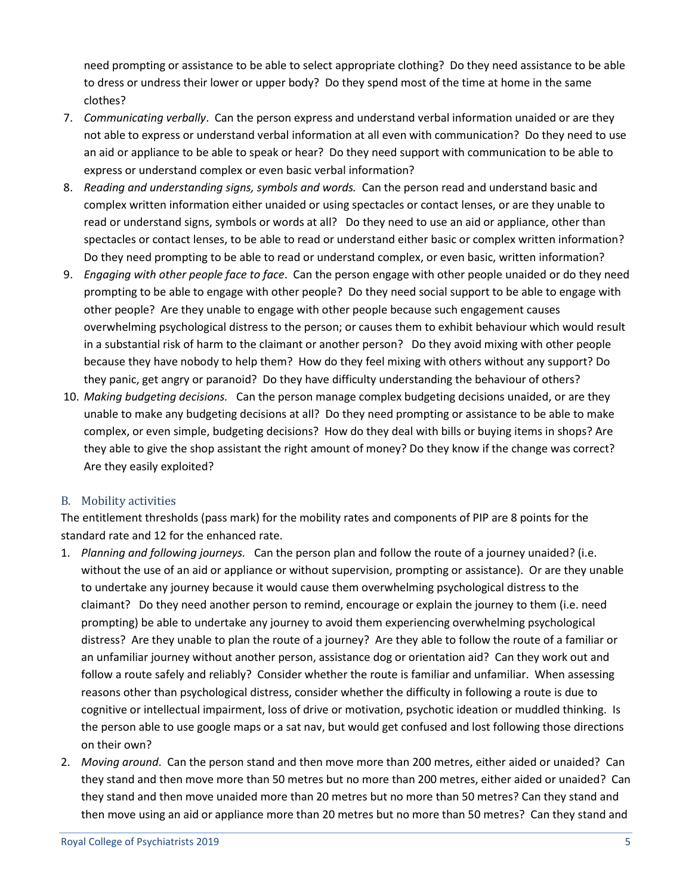need prompting or assistance to be able to select appropriate clothing? Do they need assistance to be able to dress or undress their lower or upper body? Do they spend most of the time at home in the same clothes?

7. *Communicating verbally*. Can the person express and understand verbal information unaided or are they not able to express or understand verbal information at all even with communication? Do they need to use an aid or appliance to be able to speak or hear? Do they need support with communication to be able to express or understand complex or even basic verbal information?
8. *Reading and understanding signs, symbols and words.* Can the person read and understand basic and complex written information either unaided or using spectacles or contact lenses, or are they unable to read or understand signs, symbols or words at all? Do they need to use an aid or appliance, other than spectacles or contact lenses, to be able to read or understand either basic or complex written information? Do they need prompting to be able to read or understand complex, or even basic, written information?
9. *Engaging with other people face to face*. Can the person engage with other people unaided or do they need prompting to be able to engage with other people? Do they need social support to be able to engage with other people? Are they unable to engage with other people because such engagement causes overwhelming psychological distress to the person; or causes them to exhibit behaviour which would result in a substantial risk of harm to the claimant or another person? Do they avoid mixing with other people because they have nobody to help them? How do they feel mixing with others without any support? Do they panic, get angry or paranoid? Do they have difficulty understanding the behaviour of others?
10. *Making budgeting decisions.* Can the person manage complex budgeting decisions unaided, or are they unable to make any budgeting decisions at all? Do they need prompting or assistance to be able to make complex, or even simple, budgeting decisions? How do they deal with bills or buying items in shops? Are they able to give the shop assistant the right amount of money? Do they know if the change was correct? Are they easily exploited?

## B. Mobility activities

The entitlement thresholds (pass mark) for the mobility rates and components of PIP are 8 points for the standard rate and 12 for the enhanced rate.

1. *Planning and following journeys.* Can the person plan and follow the route of a journey unaided? (i.e. without the use of an aid or appliance or without supervision, prompting or assistance). Or are they unable to undertake any journey because it would cause them overwhelming psychological distress to the claimant? Do they need another person to remind, encourage or explain the journey to them (i.e. need prompting) be able to undertake any journey to avoid them experiencing overwhelming psychological distress? Are they unable to plan the route of a journey? Are they able to follow the route of a familiar or an unfamiliar journey without another person, assistance dog or orientation aid? Can they work out and follow a route safely and reliably? Consider whether the route is familiar and unfamiliar. When assessing reasons other than psychological distress, consider whether the difficulty in following a route is due to cognitive or intellectual impairment, loss of drive or motivation, psychotic ideation or muddled thinking. Is the person able to use google maps or a sat nav, but would get confused and lost following those directions on their own?
2. *Moving around*. Can the person stand and then move more than 200 metres, either aided or unaided? Can they stand and then move more than 50 metres but no more than 200 metres, either aided or unaided? Can they stand and then move unaided more than 20 metres but no more than 50 metres? Can they stand and then move using an aid or appliance more than 20 metres but no more than 50 metres? Can they stand and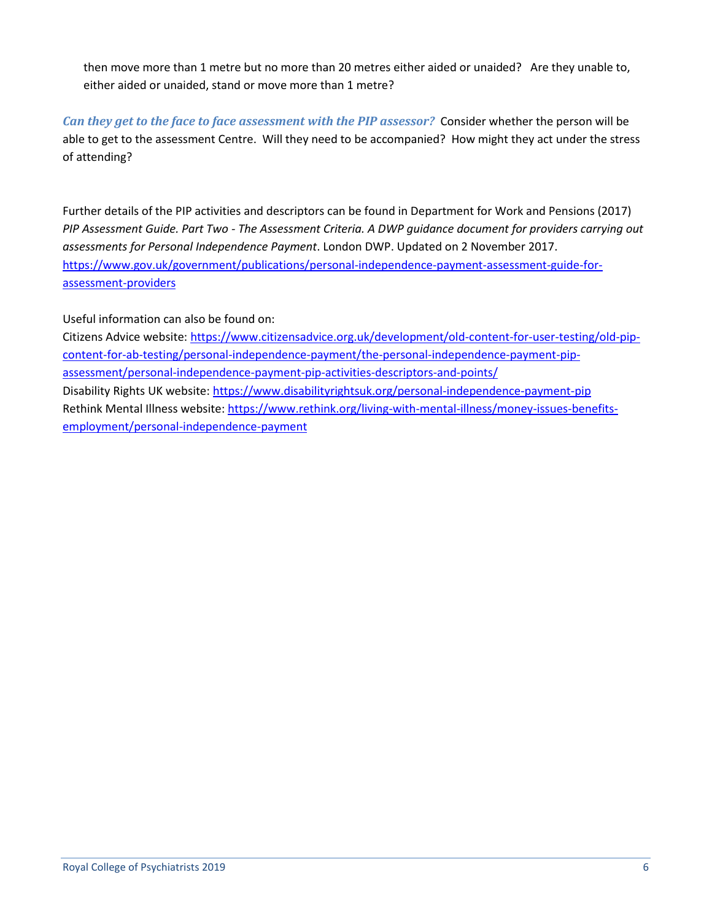then move more than 1 metre but no more than 20 metres either aided or unaided? Are they unable to, either aided or unaided, stand or move more than 1 metre?

***Can they get to the face to face assessment with the PIP assessor?*** Consider whether the person will be able to get to the assessment Centre. Will they need to be accompanied? How might they act under the stress of attending?

Further details of the PIP activities and descriptors can be found in Department for Work and Pensions (2017) *PIP Assessment Guide. Part Two - The Assessment Criteria. A DWP guidance document for providers carrying out assessments for Personal Independence Payment*. London DWP. Updated on 2 November 2017. [https://www.gov.uk/government/publications/personal-independence-payment-assessment-guide-for-assessment-providers](https://www.gov.uk/government/publications/personal-independence-payment-assessment-guide-for-assessment-providers)

Useful information can also be found on:

Citizens Advice website: [https://www.citizensadvice.org.uk/development/old-content-for-user-testing/old-pip-content-for-ab-testing/personal-independence-payment/the-personal-independence-payment-pip-assessment/personal-independence-payment-pip-activities-descriptors-and-points/](https://www.citizensadvice.org.uk/development/old-content-for-user-testing/old-pip-content-for-ab-testing/personal-independence-payment/the-personal-independence-payment-pip-assessment/personal-independence-payment-pip-activities-descriptors-and-points/)

Disability Rights UK website: [https://www.disabilityrightsuk.org/personal-independence-payment-pip](https://www.disabilityrightsuk.org/personal-independence-payment-pip)

Rethink Mental Illness website: [https://www.rethink.org/living-with-mental-illness/money-issues-benefits-employment/personal-independence-payment](https://www.rethink.org/living-with-mental-illness/money-issues-benefits-employment/personal-independence-payment)